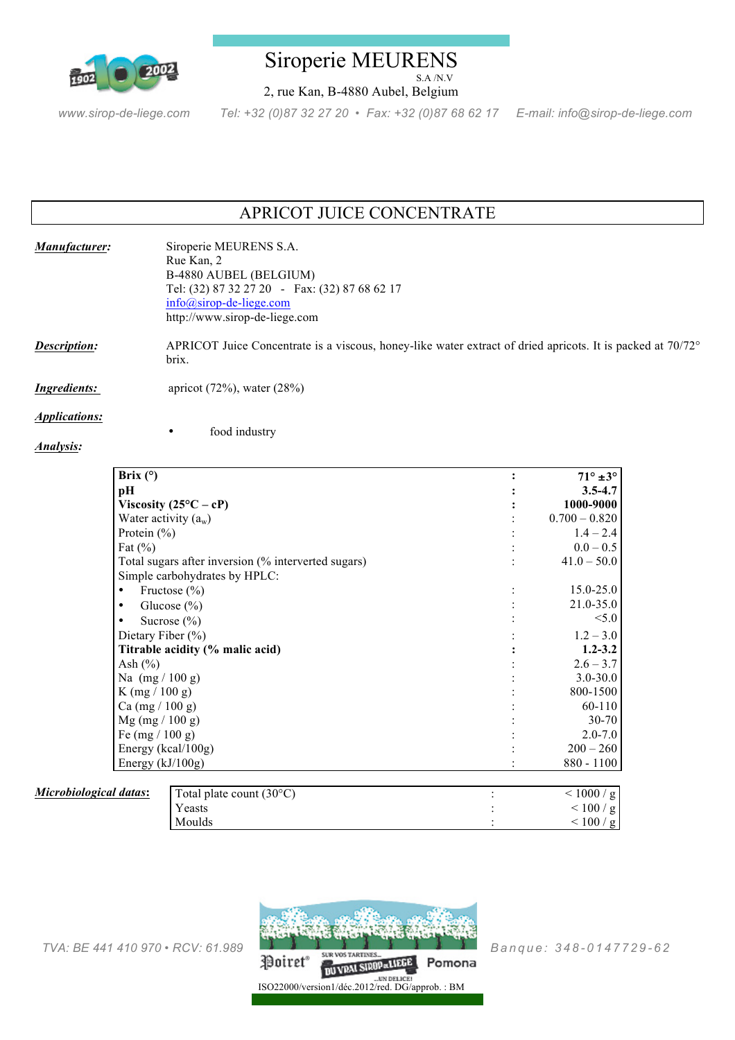# Siroperie MEURENS

S.A /N.V

2, rue Kan, B-4880 Aubel, Belgium

www.sirop-de-liege.com Tel: +32 (0)87 32 27 20 • Fax: +32 (0)87 68 62 17 E-mail: info@sirop-de-liege.com

## APRICOT JUICE CONCENTRATE

***Manufacturer:***

Siroperie MEURENS S.A.
Rue Kan, 2
B-4880 AUBEL (BELGIUM)
Tel: (32) 87 32 27 20 - Fax: (32) 87 68 62 17
info@sirop-de-liege.com
http://www.sirop-de-liege.com

***Description:*** APRICOT Juice Concentrate is a viscous, honey-like water extract of dried apricots. It is packed at 70/72° brix.

***Ingredients:*** apricot (72%), water (28%)

***Applications:***

- food industry

***Analysis:***

| | | |
|---|---|---|
| **Brix (°)** | **:** | **71° ±3°** |
| **pH** | **:** | **3.5-4.7** |
| **Viscosity (25°C – cP)** | **:** | **1000-9000** |
| Water activity ($a_w$) | : | 0.700 – 0.820 |
| Protein (%) | : | 1.4 – 2.4 |
| Fat (%) | : | 0.0 – 0.5 |
| Total sugars after inversion (% interverted sugars) | : | 41.0 – 50.0 |
| Simple carbohydrates by HPLC: | | |
| • Fructose (%) | : | 15.0-25.0 |
| • Glucose (%) | : | 21.0-35.0 |
| • Sucrose (%) | : | <5.0 |
| Dietary Fiber (%) | : | 1.2 – 3.0 |
| **Titrable acidity (% malic acid)** | **:** | **1.2-3.2** |
| Ash (%) | : | 2.6 – 3.7 |
| Na (mg / 100 g) | : | 3.0-30.0 |
| K (mg / 100 g) | : | 800-1500 |
| Ca (mg / 100 g) | : | 60-110 |
| Mg (mg / 100 g) | : | 30-70 |
| Fe (mg / 100 g) | : | 2.0-7.0 |
| Energy (kcal/100g) | : | 200 – 260 |
| Energy (kJ/100g) | : | 880 - 1100 |

***Microbiological datas:***

| | | |
|---|---|---|
| Total plate count (30°C) | : | < 1000 / g |
| Yeasts | : | < 100 / g |
| Moulds | : | < 100 / g |

TVA: BE 441 410 970 • RCV: 61.989 Banque: 348-0147729-62

ISO22000/version1/déc.2012/red. DG/approb. : BM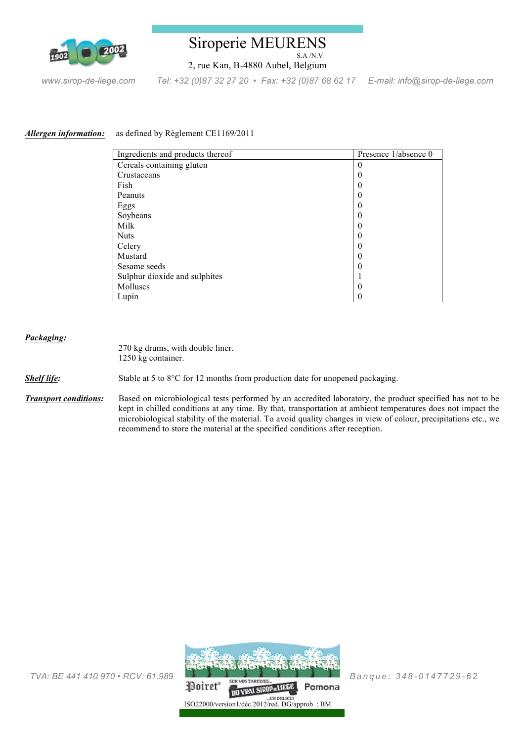**_Allergen information:_** as defined by Règlement CE1169/2011

| Ingredients and products thereof | Presence 1/absence 0 |
|---|---|
| Cereals containing gluten | 0 |
| Crustaceans | 0 |
| Fish | 0 |
| Peanuts | 0 |
| Eggs | 0 |
| Soybeans | 0 |
| Milk | 0 |
| Nuts | 0 |
| Celery | 0 |
| Mustard | 0 |
| Sesame seeds | 0 |
| Sulphur dioxide and sulphites | 1 |
| Molluscs | 0 |
| Lupin | 0 |

**_Packaging:_**

270 kg drums, with double liner.
1250 kg container.

**_Shelf life:_** Stable at 5 to 8°C for 12 months from production date for unopened packaging.

**_Transport conditions:_** Based on microbiological tests performed by an accredited laboratory, the product specified has not to be kept in chilled conditions at any time. By that, transportation at ambient temperatures does not impact the microbiological stability of the material. To avoid quality changes in view of colour, precipitations etc., we recommend to store the material at the specified conditions after reception.

ISO22000/version1/déc.2012/red. DG/approb. : BM